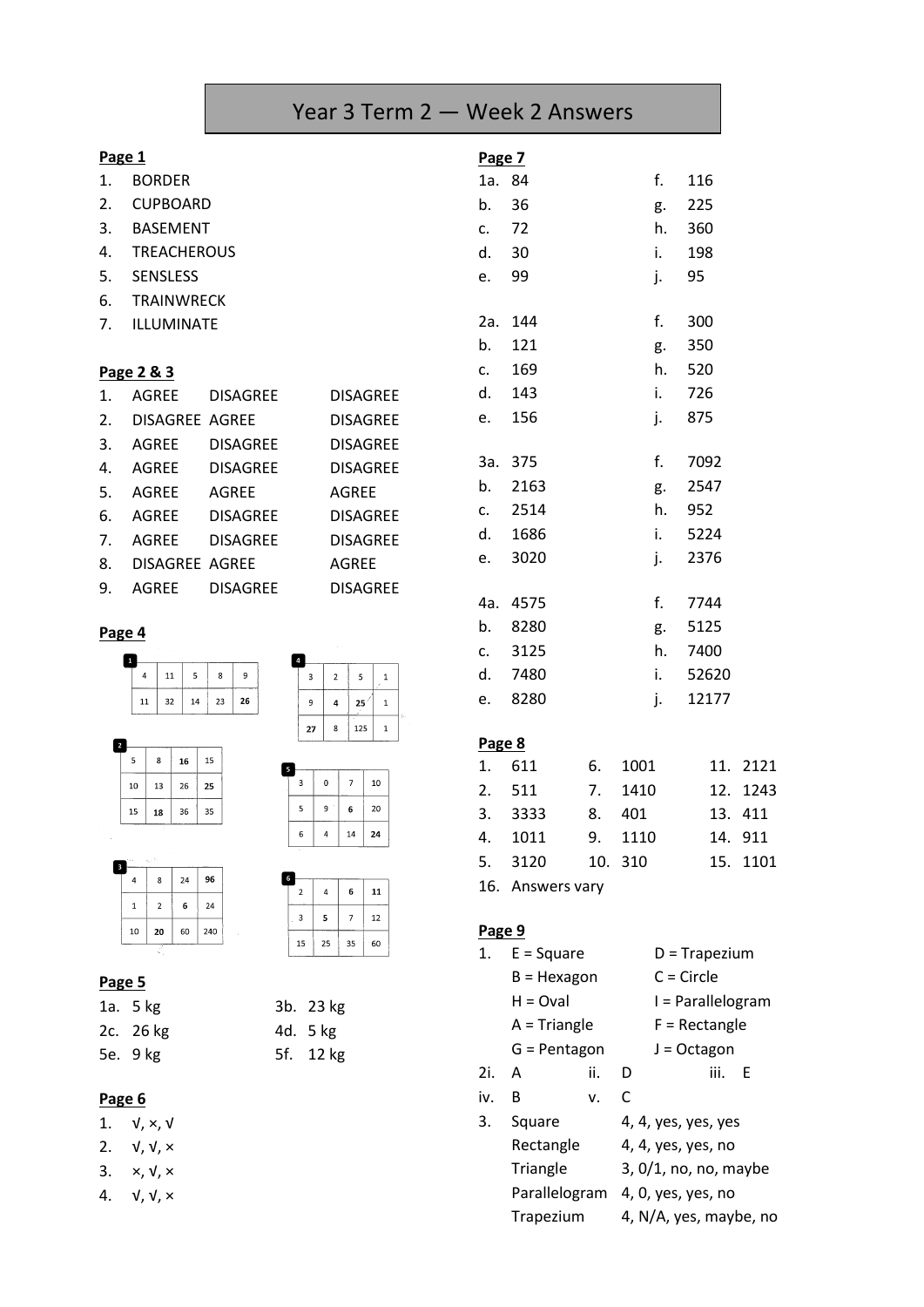# Year 3 Term 2 — Week 2 Answers

## Page 1

1. BORDER
2. CUPBOARD
3. BASEMENT
4. TREACHEROUS
5. SENSLESS
6. TRAINWRECK
7. ILLUMINATE

## Page 2 & 3

| | | | |
|---|---|---|---|
| 1. | AGREE | DISAGREE | DISAGREE |
| 2. | DISAGREE | AGREE | DISAGREE |
| 3. | AGREE | DISAGREE | DISAGREE |
| 4. | AGREE | DISAGREE | DISAGREE |
| 5. | AGREE | AGREE | AGREE |
| 6. | AGREE | DISAGREE | DISAGREE |
| 7. | AGREE | DISAGREE | DISAGREE |
| 8. | DISAGREE | AGREE | AGREE |
| 9. | AGREE | DISAGREE | DISAGREE |

## Page 4

**1**

| | | | | |
|---|---|---|---|---|
| 4 | 11 | 5 | 8 | 9 |
| 11 | 32 | 14 | 23 | **26** |

**2**

| | | | |
|---|---|---|---|
| 5 | 8 | **16** | 15 |
| 10 | 13 | 26 | **25** |
| 15 | **18** | 36 | 35 |

**3**

| | | | |
|---|---|---|---|
| 4 | 8 | 24 | **96** |
| 1 | 2 | **6** | 24 |
| 10 | **20** | 60 | 240 |

**4**

| | | | |
|---|---|---|---|
| 3 | 2 | 5 | 1 |
| 9 | **4** | **25** | 1 |
| **27** | 8 | 125 | 1 |

**5**

| | | | |
|---|---|---|---|
| 3 | 0 | 7 | 10 |
| 5 | 9 | **6** | 20 |
| 6 | 4 | 14 | **24** |

**6**

| | | | |
|---|---|---|---|
| 2 | 4 | **6** | **11** |
| 3 | **5** | 7 | 12 |
| 15 | 25 | 35 | 60 |

## Page 5

1a. 5 kg
3b. 23 kg
2c. 26 kg
4d. 5 kg
5e. 9 kg
5f. 12 kg

## Page 6

1. √, ×, √
2. √, √, ×
3. ×, √, ×
4. √, √, ×

## Page 7

| | | | |
|---|---|---|---|
| 1a. | 84 | f. | 116 |
| b. | 36 | g. | 225 |
| c. | 72 | h. | 360 |
| d. | 30 | i. | 198 |
| e. | 99 | j. | 95 |
| 2a. | 144 | f. | 300 |
| b. | 121 | g. | 350 |
| c. | 169 | h. | 520 |
| d. | 143 | i. | 726 |
| e. | 156 | j. | 875 |
| 3a. | 375 | f. | 7092 |
| b. | 2163 | g. | 2547 |
| c. | 2514 | h. | 952 |
| d. | 1686 | i. | 5224 |
| e. | 3020 | j. | 2376 |
| 4a. | 4575 | f. | 7744 |
| b. | 8280 | g. | 5125 |
| c. | 3125 | h. | 7400 |
| d. | 7480 | i. | 52620 |
| e. | 8280 | j. | 12177 |

## Page 8

| | | | | | |
|---|---|---|---|---|---|
| 1. | 611 | 6. | 1001 | 11. | 2121 |
| 2. | 511 | 7. | 1410 | 12. | 1243 |
| 3. | 3333 | 8. | 401 | 13. | 411 |
| 4. | 1011 | 9. | 1110 | 14. | 911 |
| 5. | 3120 | 10. | 310 | 15. | 1101 |

16. Answers vary

## Page 9

1. E = Square, D = Trapezium
   B = Hexagon, C = Circle
   H = Oval, I = Parallelogram
   A = Triangle, F = Rectangle
   G = Pentagon, J = Octagon

2i. A &nbsp; ii. D &nbsp; iii. E
iv. B &nbsp; v. C

3.

| | |
|---|---|
| Square | 4, 4, yes, yes, yes |
| Rectangle | 4, 4, yes, yes, no |
| Triangle | 3, 0/1, no, no, maybe |
| Parallelogram | 4, 0, yes, yes, no |
| Trapezium | 4, N/A, yes, maybe, no |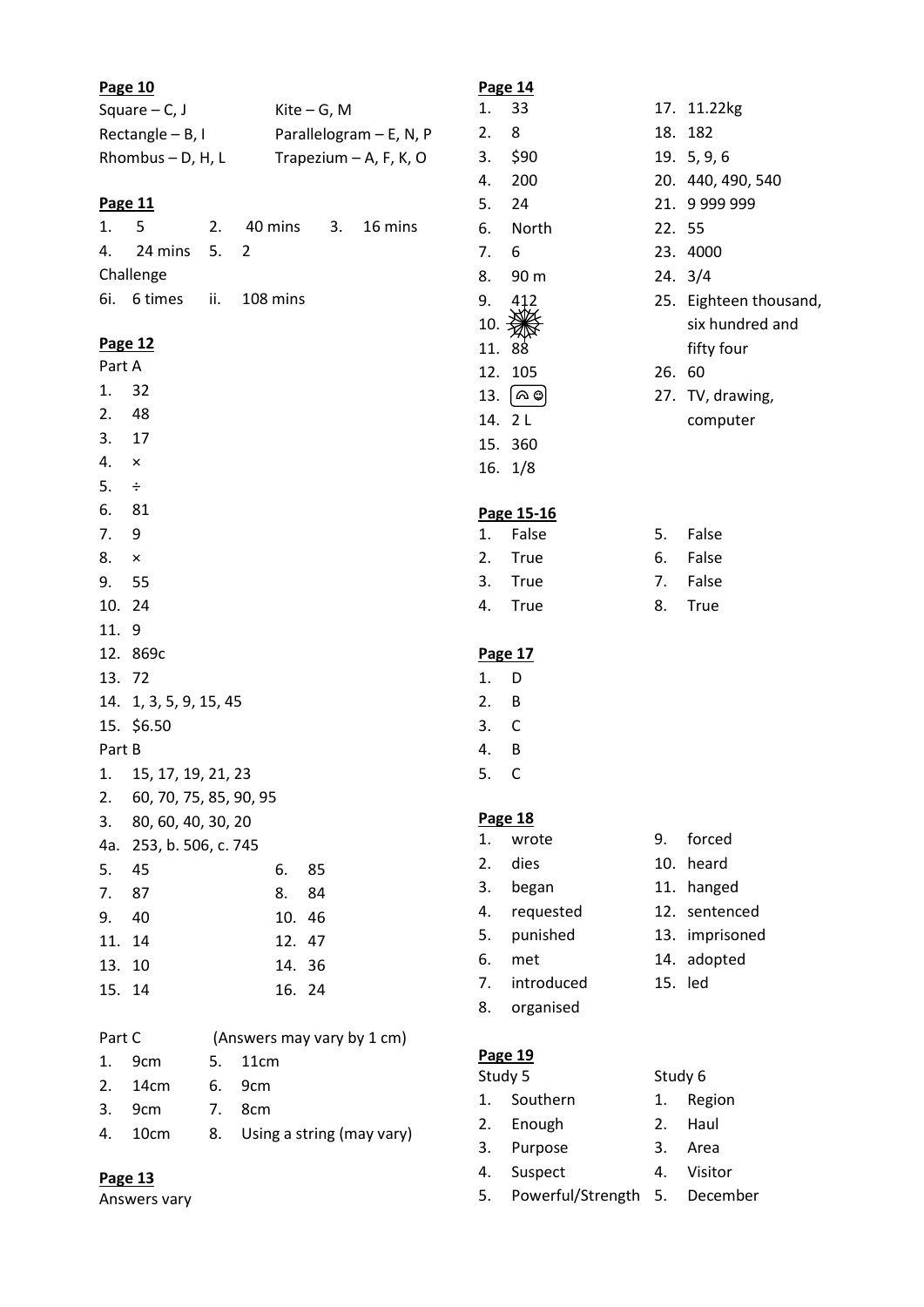**Page 10**

Square – C, J

Rectangle – B, I

Rhombus – D, H, L

Kite – G, M

Parallelogram – E, N, P

Trapezium – A, F, K, O

**Page 11**

1. 5
2. 40 mins
3. 16 mins
4. 24 mins
5. 2

Challenge

6i. 6 times ii. 108 mins

**Page 12**

Part A

1. 32
2. 48
3. 17
4. ×
5. ÷
6. 81
7. 9
8. ×
9. 55
10. 24
11. 9
12. 869c
13. 72
14. 1, 3, 5, 9, 15, 45
15. $6.50

Part B

1. 15, 17, 19, 21, 23
2. 60, 70, 75, 85, 90, 95
3. 80, 60, 40, 30, 20

4a. 253, b. 506, c. 745

5. 45
6. 85
7. 87
8. 84
9. 40
10. 46
11. 14
12. 47
13. 10
14. 36
15. 14
16. 24

Part C (Answers may vary by 1 cm)

1. 9cm
2. 14cm
3. 9cm
4. 10cm
5. 11cm
6. 9cm
7. 8cm
8. Using a string (may vary)

**Page 13**

Answers vary

**Page 14**

1. 33
2. 8
3. $90
4. 200
5. 24
6. North
7. 6
8. 90 m
9. 412
10. ❄
11. 88
12. 105
13. (symbol)
14. 2 L
15. 360
16. 1/8
17. 11.22kg
18. 182
19. 5, 9, 6
20. 440, 490, 540
21. 9 999 999
22. 55
23. 4000
24. 3/4
25. Eighteen thousand, six hundred and fifty four
26. 60
27. TV, drawing, computer

**Page 15-16**

1. False
2. True
3. True
4. True
5. False
6. False
7. False
8. True

**Page 17**

1. D
2. B
3. C
4. B
5. C

**Page 18**

1. wrote
2. dies
3. began
4. requested
5. punished
6. met
7. introduced
8. organised
9. forced
10. heard
11. hanged
12. sentenced
13. imprisoned
14. adopted
15. led

**Page 19**

Study 5

1. Southern
2. Enough
3. Purpose
4. Suspect
5. Powerful/Strength

Study 6

1. Region
2. Haul
3. Area
4. Visitor
5. December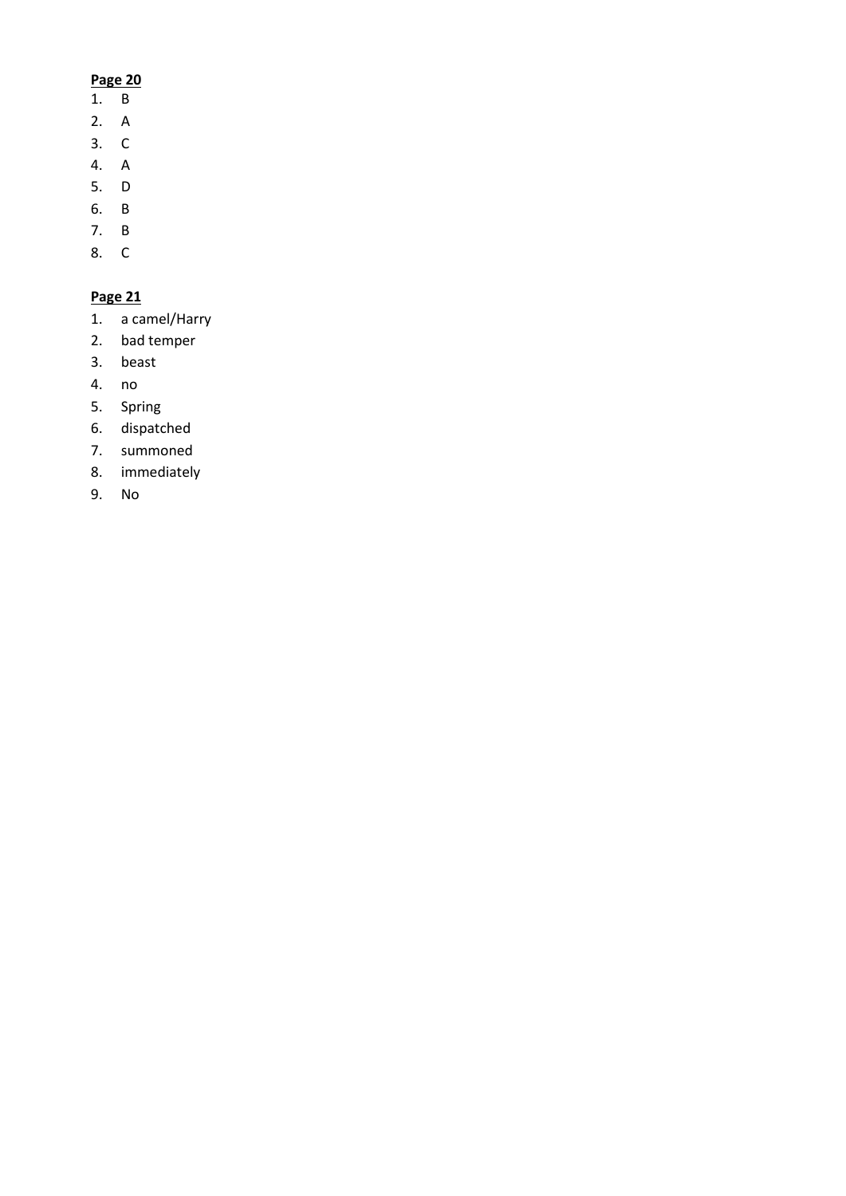**Page 20**

1. B
2. A
3. C
4. A
5. D
6. B
7. B
8. C

**Page 21**

1. a camel/Harry
2. bad temper
3. beast
4. no
5. Spring
6. dispatched
7. summoned
8. immediately
9. No